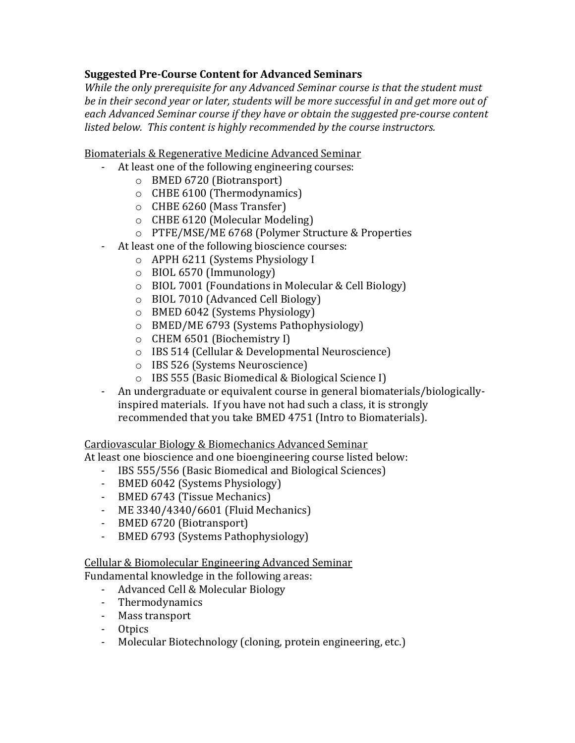**Suggested Pre-Course Content for Advanced Seminars**

*While the only prerequisite for any Advanced Seminar course is that the student must be in their second year or later, students will be more successful in and get more out of each Advanced Seminar course if they have or obtain the suggested pre-course content listed below. This content is highly recommended by the course instructors.*

<u>Biomaterials & Regenerative Medicine Advanced Seminar</u>

- At least one of the following engineering courses:
  - BMED 6720 (Biotransport)
  - CHBE 6100 (Thermodynamics)
  - CHBE 6260 (Mass Transfer)
  - CHBE 6120 (Molecular Modeling)
  - PTFE/MSE/ME 6768 (Polymer Structure & Properties
- At least one of the following bioscience courses:
  - APPH 6211 (Systems Physiology I
  - BIOL 6570 (Immunology)
  - BIOL 7001 (Foundations in Molecular & Cell Biology)
  - BIOL 7010 (Advanced Cell Biology)
  - BMED 6042 (Systems Physiology)
  - BMED/ME 6793 (Systems Pathophysiology)
  - CHEM 6501 (Biochemistry I)
  - IBS 514 (Cellular & Developmental Neuroscience)
  - IBS 526 (Systems Neuroscience)
  - IBS 555 (Basic Biomedical & Biological Science I)
- An undergraduate or equivalent course in general biomaterials/biologically-inspired materials. If you have not had such a class, it is strongly recommended that you take BMED 4751 (Intro to Biomaterials).

<u>Cardiovascular Biology & Biomechanics Advanced Seminar</u>

At least one bioscience and one bioengineering course listed below:

- IBS 555/556 (Basic Biomedical and Biological Sciences)
- BMED 6042 (Systems Physiology)
- BMED 6743 (Tissue Mechanics)
- ME 3340/4340/6601 (Fluid Mechanics)
- BMED 6720 (Biotransport)
- BMED 6793 (Systems Pathophysiology)

<u>Cellular & Biomolecular Engineering Advanced Seminar</u>

Fundamental knowledge in the following areas:

- Advanced Cell & Molecular Biology
- Thermodynamics
- Mass transport
- Otpics
- Molecular Biotechnology (cloning, protein engineering, etc.)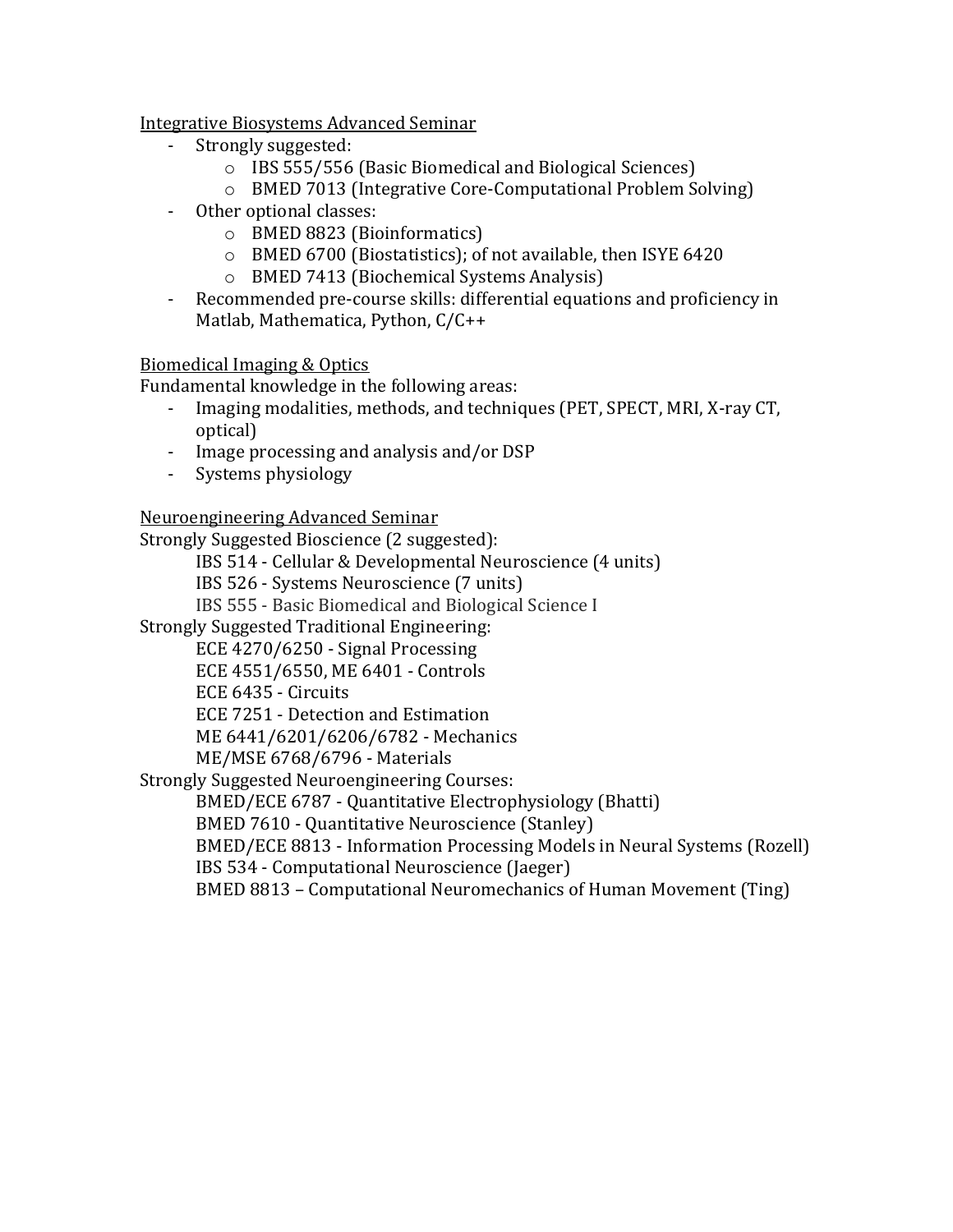Integrative Biosystems Advanced Seminar

- Strongly suggested:
  - IBS 555/556 (Basic Biomedical and Biological Sciences)
  - BMED 7013 (Integrative Core-Computational Problem Solving)
- Other optional classes:
  - BMED 8823 (Bioinformatics)
  - BMED 6700 (Biostatistics); of not available, then ISYE 6420
  - BMED 7413 (Biochemical Systems Analysis)
- Recommended pre-course skills: differential equations and proficiency in Matlab, Mathematica, Python, C/C++

Biomedical Imaging & Optics

Fundamental knowledge in the following areas:

- Imaging modalities, methods, and techniques (PET, SPECT, MRI, X-ray CT, optical)
- Image processing and analysis and/or DSP
- Systems physiology

Neuroengineering Advanced Seminar

Strongly Suggested Bioscience (2 suggested):

IBS 514 - Cellular & Developmental Neuroscience (4 units)
IBS 526 - Systems Neuroscience (7 units)
IBS 555 - Basic Biomedical and Biological Science I

Strongly Suggested Traditional Engineering:

ECE 4270/6250 - Signal Processing
ECE 4551/6550, ME 6401 - Controls
ECE 6435 - Circuits
ECE 7251 - Detection and Estimation
ME 6441/6201/6206/6782 - Mechanics
ME/MSE 6768/6796 - Materials

Strongly Suggested Neuroengineering Courses:

BMED/ECE 6787 - Quantitative Electrophysiology (Bhatti)
BMED 7610 - Quantitative Neuroscience (Stanley)
BMED/ECE 8813 - Information Processing Models in Neural Systems (Rozell)
IBS 534 - Computational Neuroscience (Jaeger)
BMED 8813 – Computational Neuromechanics of Human Movement (Ting)